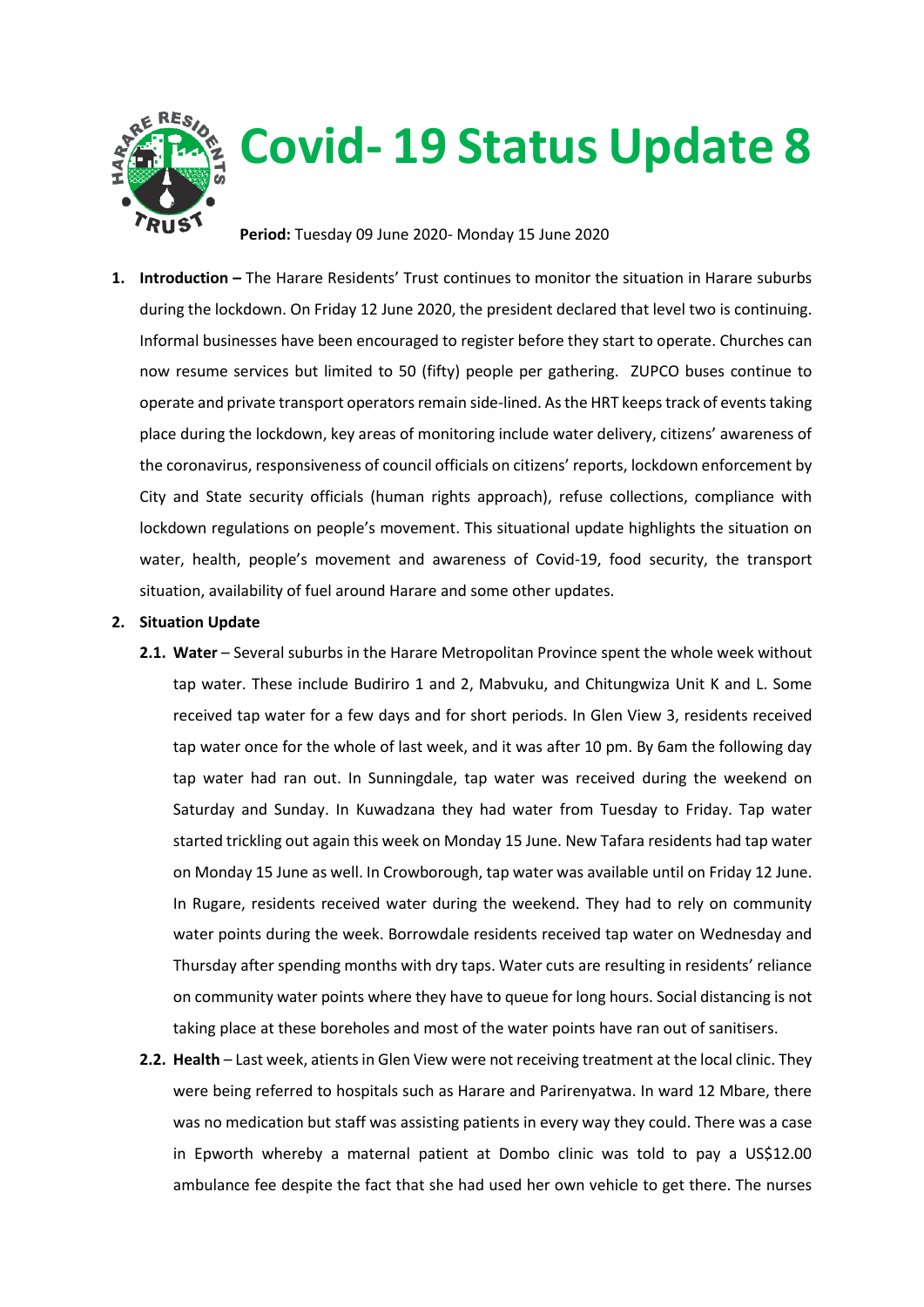# Covid- 19 Status Update 8

**Period:** Tuesday 09 June 2020- Monday 15 June 2020

1. **Introduction –** The Harare Residents' Trust continues to monitor the situation in Harare suburbs during the lockdown. On Friday 12 June 2020, the president declared that level two is continuing. Informal businesses have been encouraged to register before they start to operate. Churches can now resume services but limited to 50 (fifty) people per gathering. ZUPCO buses continue to operate and private transport operators remain side-lined. As the HRT keeps track of events taking place during the lockdown, key areas of monitoring include water delivery, citizens' awareness of the coronavirus, responsiveness of council officials on citizens' reports, lockdown enforcement by City and State security officials (human rights approach), refuse collections, compliance with lockdown regulations on people's movement. This situational update highlights the situation on water, health, people's movement and awareness of Covid-19, food security, the transport situation, availability of fuel around Harare and some other updates.

2. **Situation Update**

   2.1. **Water** – Several suburbs in the Harare Metropolitan Province spent the whole week without tap water. These include Budiriro 1 and 2, Mabvuku, and Chitungwiza Unit K and L. Some received tap water for a few days and for short periods. In Glen View 3, residents received tap water once for the whole of last week, and it was after 10 pm. By 6am the following day tap water had ran out. In Sunningdale, tap water was received during the weekend on Saturday and Sunday. In Kuwadzana they had water from Tuesday to Friday. Tap water started trickling out again this week on Monday 15 June. New Tafara residents had tap water on Monday 15 June as well. In Crowborough, tap water was available until on Friday 12 June. In Rugare, residents received water during the weekend. They had to rely on community water points during the week. Borrowdale residents received tap water on Wednesday and Thursday after spending months with dry taps. Water cuts are resulting in residents' reliance on community water points where they have to queue for long hours. Social distancing is not taking place at these boreholes and most of the water points have ran out of sanitisers.

   2.2. **Health** – Last week, atients in Glen View were not receiving treatment at the local clinic. They were being referred to hospitals such as Harare and Parirenyatwa. In ward 12 Mbare, there was no medication but staff was assisting patients in every way they could. There was a case in Epworth whereby a maternal patient at Dombo clinic was told to pay a US$12.00 ambulance fee despite the fact that she had used her own vehicle to get there. The nurses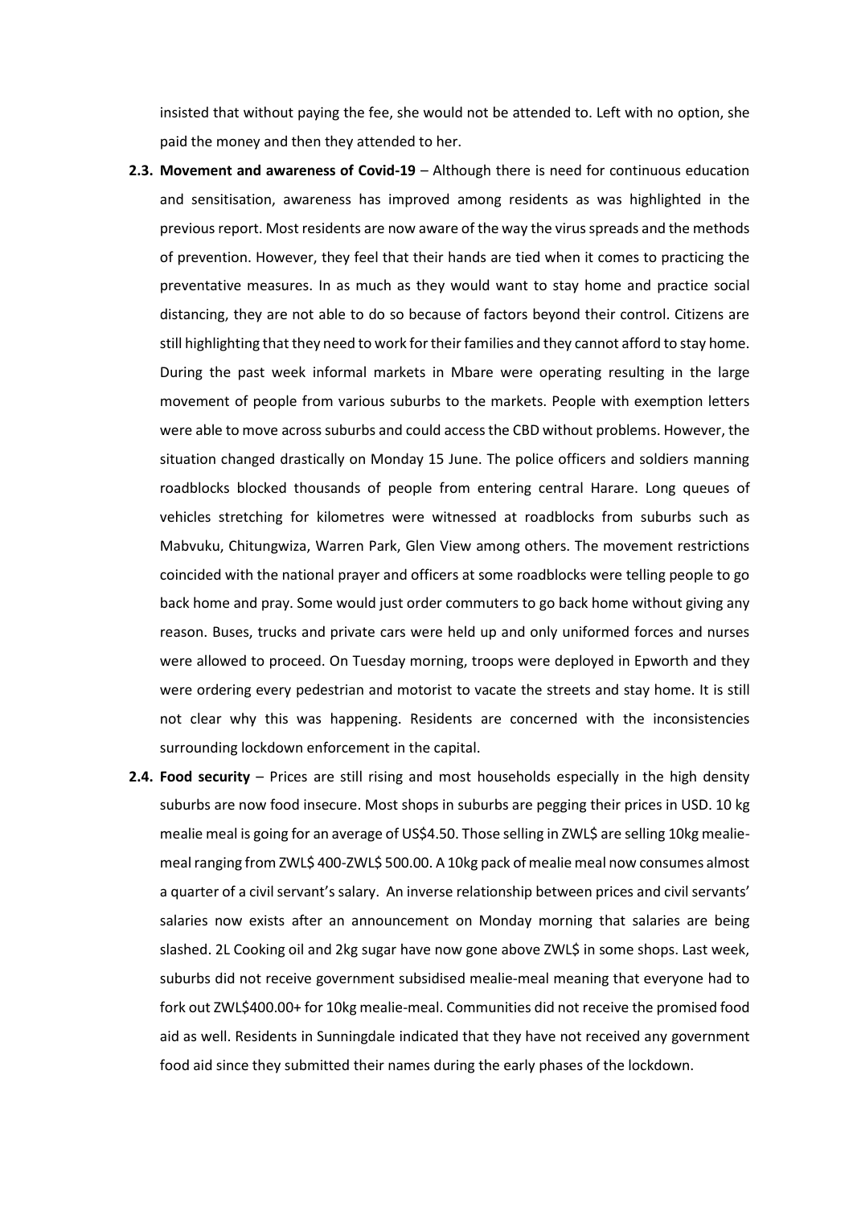insisted that without paying the fee, she would not be attended to. Left with no option, she paid the money and then they attended to her.

**2.3. Movement and awareness of Covid-19** – Although there is need for continuous education and sensitisation, awareness has improved among residents as was highlighted in the previous report. Most residents are now aware of the way the virus spreads and the methods of prevention. However, they feel that their hands are tied when it comes to practicing the preventative measures. In as much as they would want to stay home and practice social distancing, they are not able to do so because of factors beyond their control. Citizens are still highlighting that they need to work for their families and they cannot afford to stay home. During the past week informal markets in Mbare were operating resulting in the large movement of people from various suburbs to the markets. People with exemption letters were able to move across suburbs and could access the CBD without problems. However, the situation changed drastically on Monday 15 June. The police officers and soldiers manning roadblocks blocked thousands of people from entering central Harare. Long queues of vehicles stretching for kilometres were witnessed at roadblocks from suburbs such as Mabvuku, Chitungwiza, Warren Park, Glen View among others. The movement restrictions coincided with the national prayer and officers at some roadblocks were telling people to go back home and pray. Some would just order commuters to go back home without giving any reason. Buses, trucks and private cars were held up and only uniformed forces and nurses were allowed to proceed. On Tuesday morning, troops were deployed in Epworth and they were ordering every pedestrian and motorist to vacate the streets and stay home. It is still not clear why this was happening. Residents are concerned with the inconsistencies surrounding lockdown enforcement in the capital.

**2.4. Food security** – Prices are still rising and most households especially in the high density suburbs are now food insecure. Most shops in suburbs are pegging their prices in USD. 10 kg mealie meal is going for an average of US$4.50. Those selling in ZWL$ are selling 10kg mealie-meal ranging from ZWL$ 400-ZWL$ 500.00. A 10kg pack of mealie meal now consumes almost a quarter of a civil servant's salary. An inverse relationship between prices and civil servants' salaries now exists after an announcement on Monday morning that salaries are being slashed. 2L Cooking oil and 2kg sugar have now gone above ZWL$ in some shops. Last week, suburbs did not receive government subsidised mealie-meal meaning that everyone had to fork out ZWL$400.00+ for 10kg mealie-meal. Communities did not receive the promised food aid as well. Residents in Sunningdale indicated that they have not received any government food aid since they submitted their names during the early phases of the lockdown.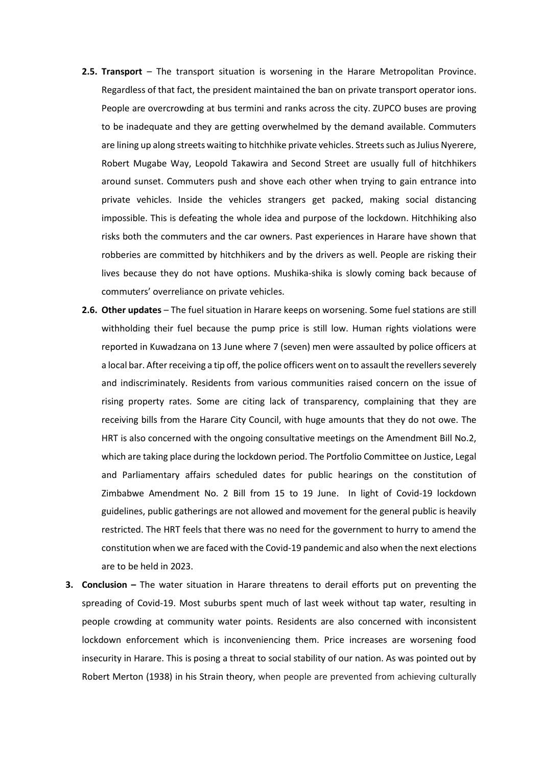**2.5. Transport** – The transport situation is worsening in the Harare Metropolitan Province. Regardless of that fact, the president maintained the ban on private transport operator ions. People are overcrowding at bus termini and ranks across the city. ZUPCO buses are proving to be inadequate and they are getting overwhelmed by the demand available. Commuters are lining up along streets waiting to hitchhike private vehicles. Streets such as Julius Nyerere, Robert Mugabe Way, Leopold Takawira and Second Street are usually full of hitchhikers around sunset. Commuters push and shove each other when trying to gain entrance into private vehicles. Inside the vehicles strangers get packed, making social distancing impossible. This is defeating the whole idea and purpose of the lockdown. Hitchhiking also risks both the commuters and the car owners. Past experiences in Harare have shown that robberies are committed by hitchhikers and by the drivers as well. People are risking their lives because they do not have options. Mushika-shika is slowly coming back because of commuters' overreliance on private vehicles.

**2.6. Other updates** – The fuel situation in Harare keeps on worsening. Some fuel stations are still withholding their fuel because the pump price is still low. Human rights violations were reported in Kuwadzana on 13 June where 7 (seven) men were assaulted by police officers at a local bar. After receiving a tip off, the police officers went on to assault the revellers severely and indiscriminately. Residents from various communities raised concern on the issue of rising property rates. Some are citing lack of transparency, complaining that they are receiving bills from the Harare City Council, with huge amounts that they do not owe. The HRT is also concerned with the ongoing consultative meetings on the Amendment Bill No.2, which are taking place during the lockdown period. The Portfolio Committee on Justice, Legal and Parliamentary affairs scheduled dates for public hearings on the constitution of Zimbabwe Amendment No. 2 Bill from 15 to 19 June. In light of Covid-19 lockdown guidelines, public gatherings are not allowed and movement for the general public is heavily restricted. The HRT feels that there was no need for the government to hurry to amend the constitution when we are faced with the Covid-19 pandemic and also when the next elections are to be held in 2023.

**3. Conclusion –** The water situation in Harare threatens to derail efforts put on preventing the spreading of Covid-19. Most suburbs spent much of last week without tap water, resulting in people crowding at community water points. Residents are also concerned with inconsistent lockdown enforcement which is inconveniencing them. Price increases are worsening food insecurity in Harare. This is posing a threat to social stability of our nation. As was pointed out by Robert Merton (1938) in his Strain theory, when people are prevented from achieving culturally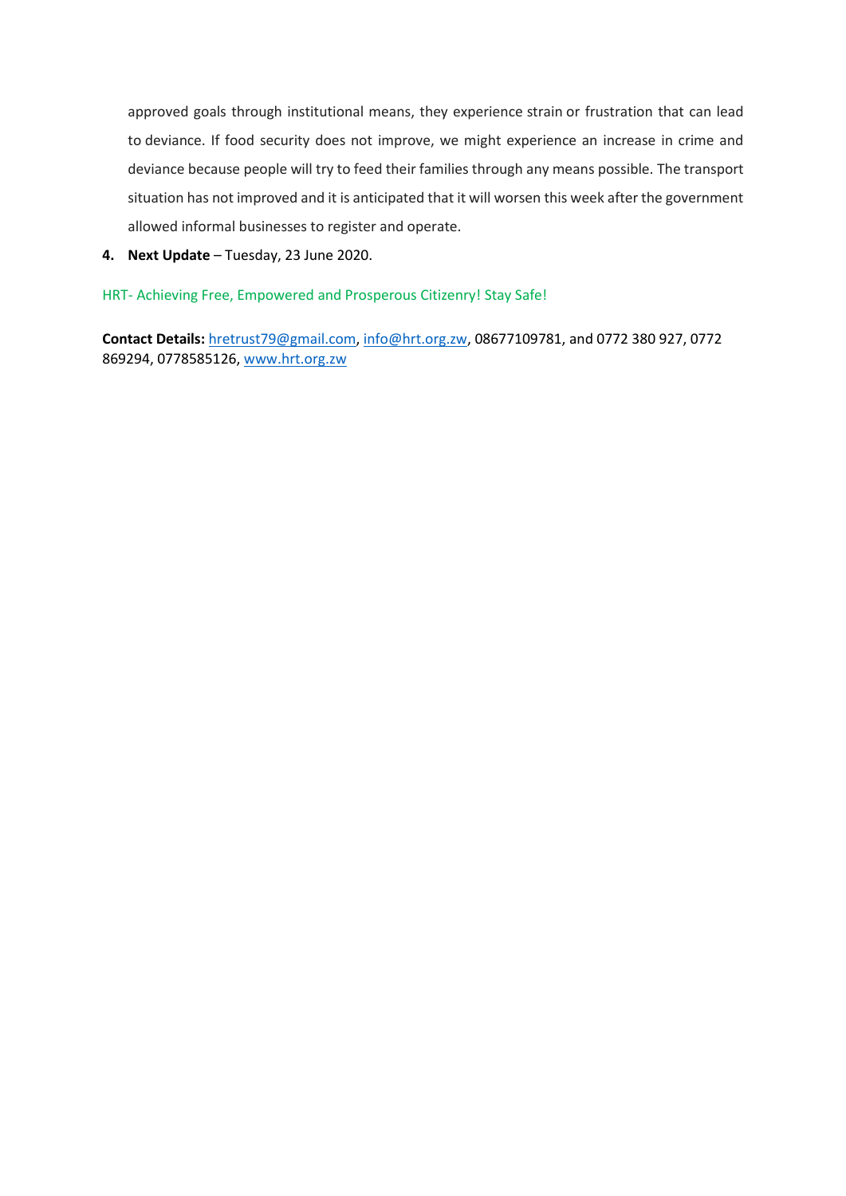approved goals through institutional means, they experience strain or frustration that can lead to deviance. If food security does not improve, we might experience an increase in crime and deviance because people will try to feed their families through any means possible. The transport situation has not improved and it is anticipated that it will worsen this week after the government allowed informal businesses to register and operate.

4. **Next Update** – Tuesday, 23 June 2020.

HRT- Achieving Free, Empowered and Prosperous Citizenry! Stay Safe!

**Contact Details:** hretrust79@gmail.com, info@hrt.org.zw, 08677109781, and 0772 380 927, 0772 869294, 0778585126, www.hrt.org.zw